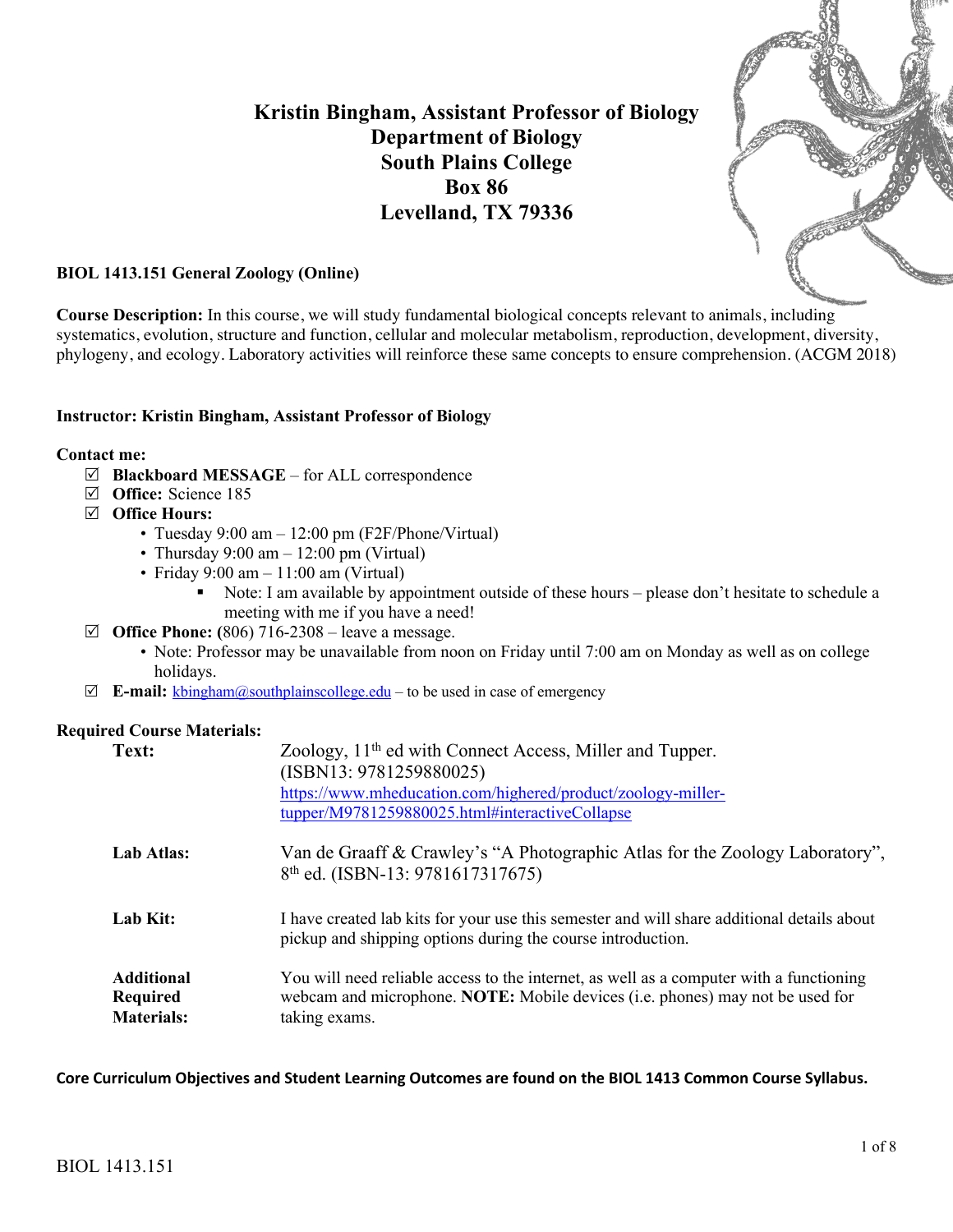# Kristin Bingham, Assistant Professor of Biology
## Department of Biology
## South Plains College
## Box 86
## Levelland, TX 79336

**BIOL 1413.151 General Zoology (Online)**

**Course Description:** In this course, we will study fundamental biological concepts relevant to animals, including systematics, evolution, structure and function, cellular and molecular metabolism, reproduction, development, diversity, phylogeny, and ecology. Laboratory activities will reinforce these same concepts to ensure comprehension. (ACGM 2018)

**Instructor: Kristin Bingham, Assistant Professor of Biology**

**Contact me:**

- ☑ **Blackboard MESSAGE** – for ALL correspondence
- ☑ **Office:** Science 185
- ☑ **Office Hours:**
  - Tuesday 9:00 am – 12:00 pm (F2F/Phone/Virtual)
  - Thursday 9:00 am – 12:00 pm (Virtual)
  - Friday 9:00 am – 11:00 am (Virtual)
    - Note: I am available by appointment outside of these hours – please don't hesitate to schedule a meeting with me if you have a need!
- ☑ **Office Phone: (**806) 716-2308 – leave a message.
  - Note: Professor may be unavailable from noon on Friday until 7:00 am on Monday as well as on college holidays.
- ☑ **E-mail:** kbingham@southplainscollege.edu – to be used in case of emergency

**Required Course Materials:**

| | |
|---|---|
| **Text:** | Zoology, 11th ed with Connect Access, Miller and Tupper. (ISBN13: 9781259880025) https://www.mheducation.com/highered/product/zoology-miller-tupper/M9781259880025.html#interactiveCollapse |
| **Lab Atlas:** | Van de Graaff & Crawley's "A Photographic Atlas for the Zoology Laboratory", 8th ed. (ISBN-13: 9781617317675) |
| **Lab Kit:** | I have created lab kits for your use this semester and will share additional details about pickup and shipping options during the course introduction. |
| **Additional Required Materials:** | You will need reliable access to the internet, as well as a computer with a functioning webcam and microphone. **NOTE:** Mobile devices (i.e. phones) may not be used for taking exams. |

**Core Curriculum Objectives and Student Learning Outcomes are found on the BIOL 1413 Common Course Syllabus.**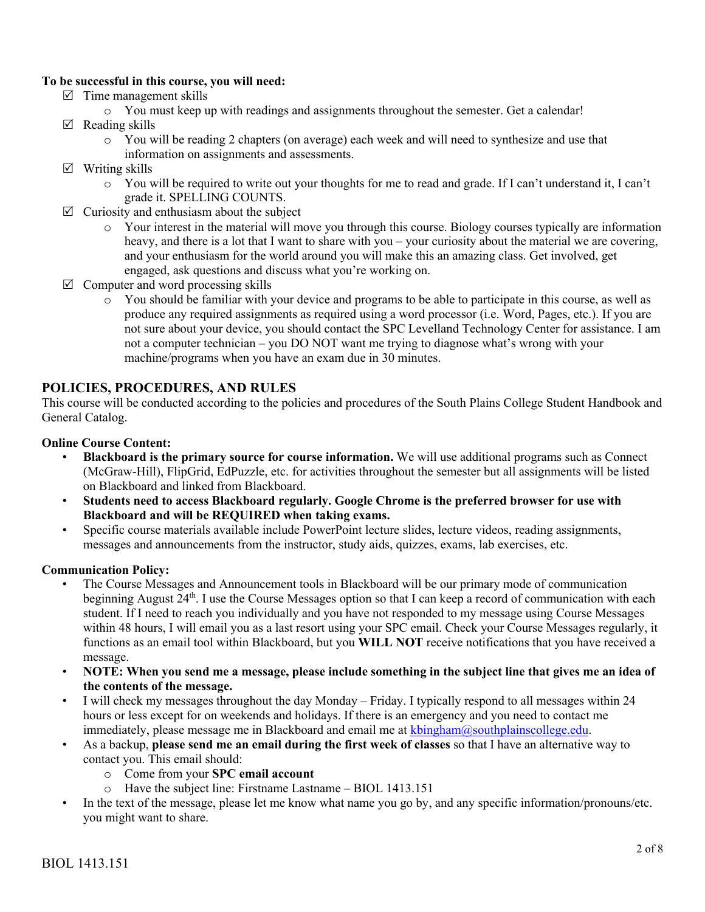**To be successful in this course, you will need:**

- ☑ Time management skills
  - You must keep up with readings and assignments throughout the semester. Get a calendar!
- ☑ Reading skills
  - You will be reading 2 chapters (on average) each week and will need to synthesize and use that information on assignments and assessments.
- ☑ Writing skills
  - You will be required to write out your thoughts for me to read and grade. If I can't understand it, I can't grade it. SPELLING COUNTS.
- ☑ Curiosity and enthusiasm about the subject
  - Your interest in the material will move you through this course. Biology courses typically are information heavy, and there is a lot that I want to share with you – your curiosity about the material we are covering, and your enthusiasm for the world around you will make this an amazing class. Get involved, get engaged, ask questions and discuss what you're working on.
- ☑ Computer and word processing skills
  - You should be familiar with your device and programs to be able to participate in this course, as well as produce any required assignments as required using a word processor (i.e. Word, Pages, etc.). If you are not sure about your device, you should contact the SPC Levelland Technology Center for assistance. I am not a computer technician – you DO NOT want me trying to diagnose what's wrong with your machine/programs when you have an exam due in 30 minutes.

## POLICIES, PROCEDURES, AND RULES

This course will be conducted according to the policies and procedures of the South Plains College Student Handbook and General Catalog.

**Online Course Content:**

- **Blackboard is the primary source for course information.** We will use additional programs such as Connect (McGraw-Hill), FlipGrid, EdPuzzle, etc. for activities throughout the semester but all assignments will be listed on Blackboard and linked from Blackboard.
- **Students need to access Blackboard regularly. Google Chrome is the preferred browser for use with Blackboard and will be REQUIRED when taking exams.**
- Specific course materials available include PowerPoint lecture slides, lecture videos, reading assignments, messages and announcements from the instructor, study aids, quizzes, exams, lab exercises, etc.

**Communication Policy:**

- The Course Messages and Announcement tools in Blackboard will be our primary mode of communication beginning August 24th. I use the Course Messages option so that I can keep a record of communication with each student. If I need to reach you individually and you have not responded to my message using Course Messages within 48 hours, I will email you as a last resort using your SPC email. Check your Course Messages regularly, it functions as an email tool within Blackboard, but you **WILL NOT** receive notifications that you have received a message.
- **NOTE: When you send me a message, please include something in the subject line that gives me an idea of the contents of the message.**
- I will check my messages throughout the day Monday – Friday. I typically respond to all messages within 24 hours or less except for on weekends and holidays. If there is an emergency and you need to contact me immediately, please message me in Blackboard and email me at kbingham@southplainscollege.edu.
- As a backup, **please send me an email during the first week of classes** so that I have an alternative way to contact you. This email should:
  - Come from your **SPC email account**
  - Have the subject line: Firstname Lastname – BIOL 1413.151
- In the text of the message, please let me know what name you go by, and any specific information/pronouns/etc. you might want to share.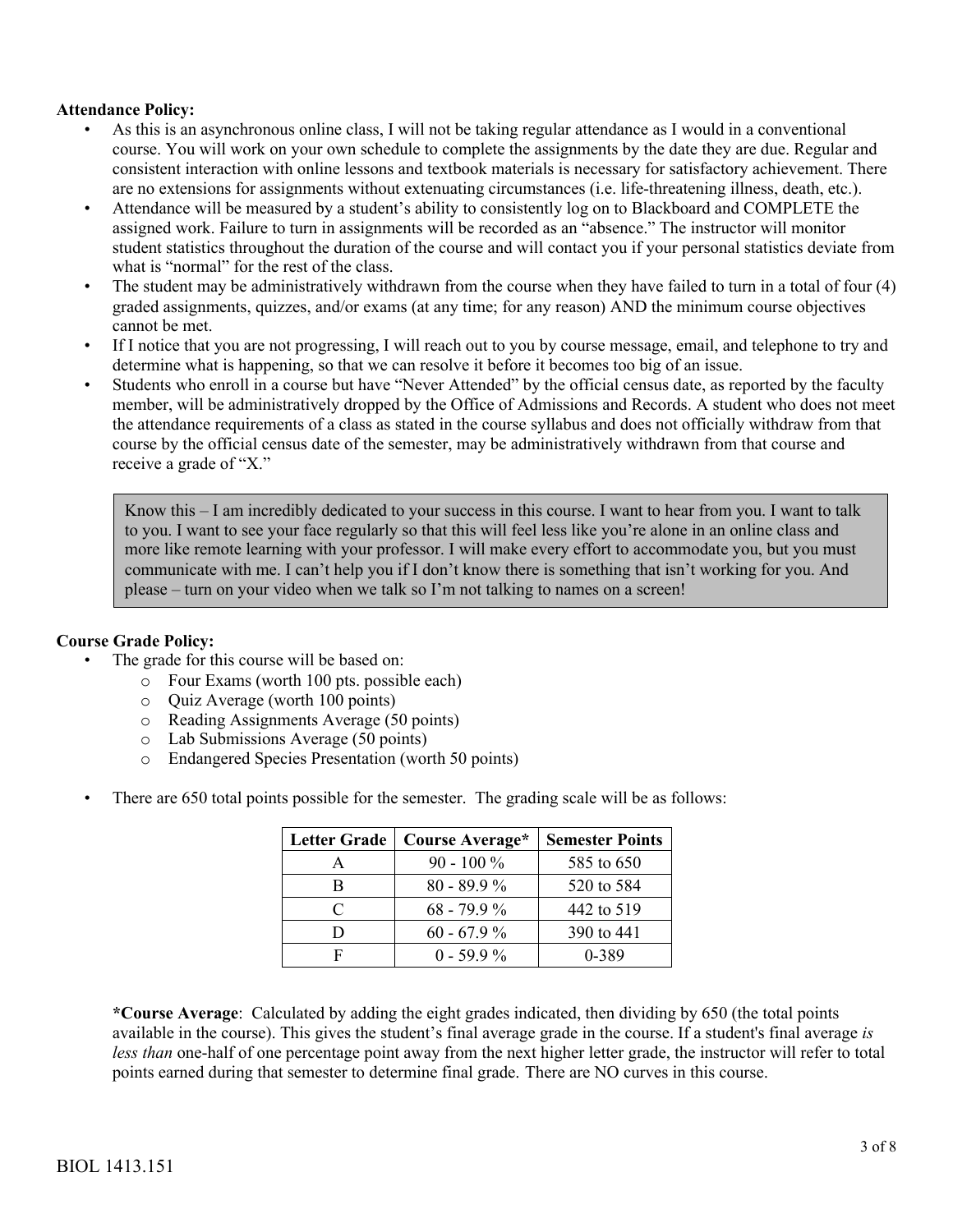**Attendance Policy:**

- As this is an asynchronous online class, I will not be taking regular attendance as I would in a conventional course. You will work on your own schedule to complete the assignments by the date they are due. Regular and consistent interaction with online lessons and textbook materials is necessary for satisfactory achievement. There are no extensions for assignments without extenuating circumstances (i.e. life-threatening illness, death, etc.).
- Attendance will be measured by a student's ability to consistently log on to Blackboard and COMPLETE the assigned work. Failure to turn in assignments will be recorded as an "absence." The instructor will monitor student statistics throughout the duration of the course and will contact you if your personal statistics deviate from what is "normal" for the rest of the class.
- The student may be administratively withdrawn from the course when they have failed to turn in a total of four (4) graded assignments, quizzes, and/or exams (at any time; for any reason) AND the minimum course objectives cannot be met.
- If I notice that you are not progressing, I will reach out to you by course message, email, and telephone to try and determine what is happening, so that we can resolve it before it becomes too big of an issue.
- Students who enroll in a course but have "Never Attended" by the official census date, as reported by the faculty member, will be administratively dropped by the Office of Admissions and Records. A student who does not meet the attendance requirements of a class as stated in the course syllabus and does not officially withdraw from that course by the official census date of the semester, may be administratively withdrawn from that course and receive a grade of "X."

> Know this – I am incredibly dedicated to your success in this course. I want to hear from you. I want to talk to you. I want to see your face regularly so that this will feel less like you're alone in an online class and more like remote learning with your professor. I will make every effort to accommodate you, but you must communicate with me. I can't help you if I don't know there is something that isn't working for you. And please – turn on your video when we talk so I'm not talking to names on a screen!

**Course Grade Policy:**

- The grade for this course will be based on:
  - Four Exams (worth 100 pts. possible each)
  - Quiz Average (worth 100 points)
  - Reading Assignments Average (50 points)
  - Lab Submissions Average (50 points)
  - Endangered Species Presentation (worth 50 points)
- There are 650 total points possible for the semester. The grading scale will be as follows:

| Letter Grade | Course Average* | Semester Points |
|---|---|---|
| A | 90 - 100 % | 585 to 650 |
| B | 80 - 89.9 % | 520 to 584 |
| C | 68 - 79.9 % | 442 to 519 |
| D | 60 - 67.9 % | 390 to 441 |
| F | 0 - 59.9 % | 0-389 |

**\*Course Average**: Calculated by adding the eight grades indicated, then dividing by 650 (the total points available in the course). This gives the student's final average grade in the course. If a student's final average *is less than* one-half of one percentage point away from the next higher letter grade, the instructor will refer to total points earned during that semester to determine final grade. There are NO curves in this course.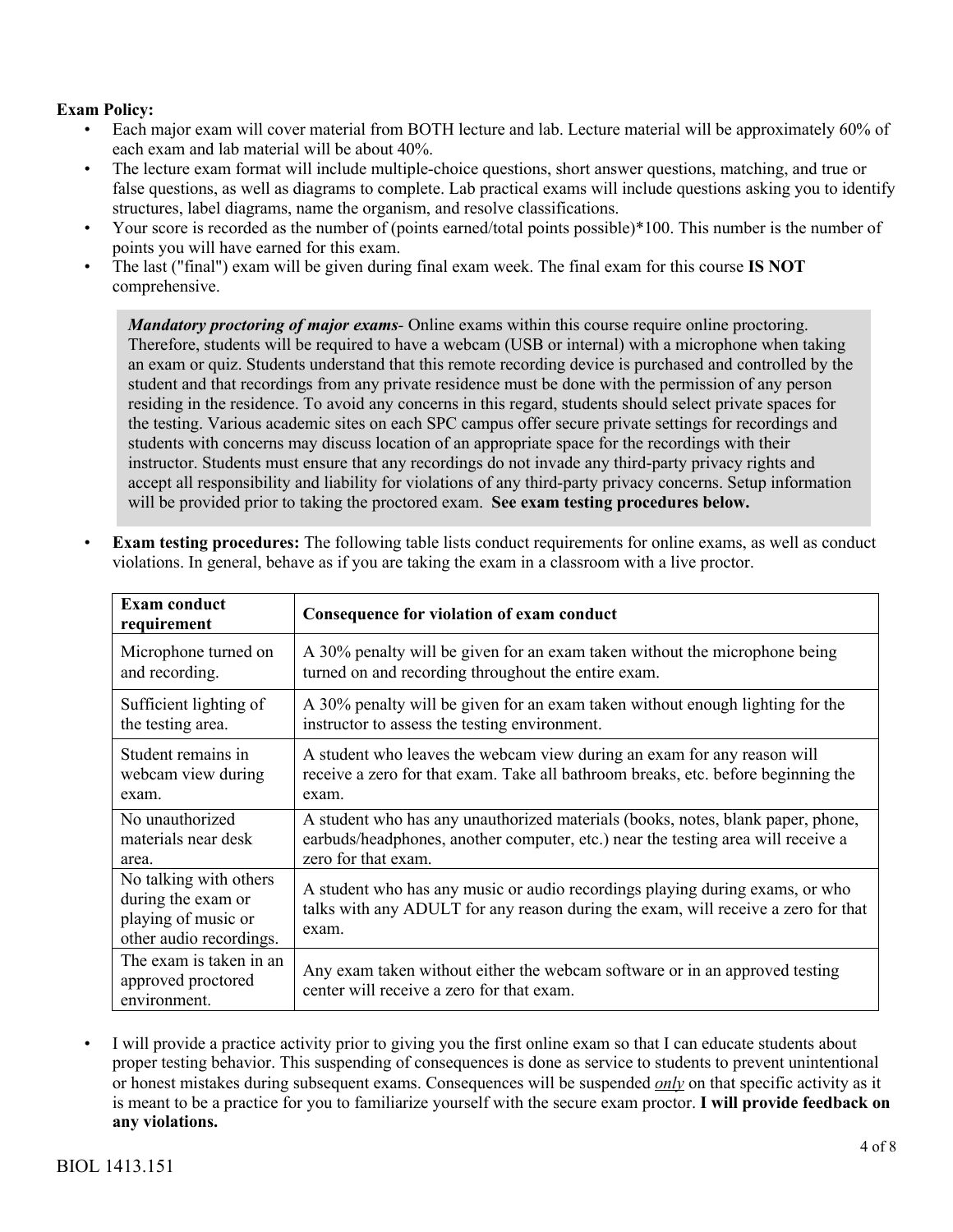**Exam Policy:**

- Each major exam will cover material from BOTH lecture and lab. Lecture material will be approximately 60% of each exam and lab material will be about 40%.
- The lecture exam format will include multiple-choice questions, short answer questions, matching, and true or false questions, as well as diagrams to complete. Lab practical exams will include questions asking you to identify structures, label diagrams, name the organism, and resolve classifications.
- Your score is recorded as the number of (points earned/total points possible)*100. This number is the number of points you will have earned for this exam.
- The last ("final") exam will be given during final exam week. The final exam for this course **IS NOT** comprehensive.

> ***Mandatory proctoring of major exams***- Online exams within this course require online proctoring. Therefore, students will be required to have a webcam (USB or internal) with a microphone when taking an exam or quiz. Students understand that this remote recording device is purchased and controlled by the student and that recordings from any private residence must be done with the permission of any person residing in the residence. To avoid any concerns in this regard, students should select private spaces for the testing. Various academic sites on each SPC campus offer secure private settings for recordings and students with concerns may discuss location of an appropriate space for the recordings with their instructor. Students must ensure that any recordings do not invade any third-party privacy rights and accept all responsibility and liability for violations of any third-party privacy concerns. Setup information will be provided prior to taking the proctored exam. **See exam testing procedures below.**

- **Exam testing procedures:** The following table lists conduct requirements for online exams, as well as conduct violations. In general, behave as if you are taking the exam in a classroom with a live proctor.

| Exam conduct requirement | Consequence for violation of exam conduct |
|---|---|
| Microphone turned on and recording. | A 30% penalty will be given for an exam taken without the microphone being turned on and recording throughout the entire exam. |
| Sufficient lighting of the testing area. | A 30% penalty will be given for an exam taken without enough lighting for the instructor to assess the testing environment. |
| Student remains in webcam view during exam. | A student who leaves the webcam view during an exam for any reason will receive a zero for that exam. Take all bathroom breaks, etc. before beginning the exam. |
| No unauthorized materials near desk area. | A student who has any unauthorized materials (books, notes, blank paper, phone, earbuds/headphones, another computer, etc.) near the testing area will receive a zero for that exam. |
| No talking with others during the exam or playing of music or other audio recordings. | A student who has any music or audio recordings playing during exams, or who talks with any ADULT for any reason during the exam, will receive a zero for that exam. |
| The exam is taken in an approved proctored environment. | Any exam taken without either the webcam software or in an approved testing center will receive a zero for that exam. |

- I will provide a practice activity prior to giving you the first online exam so that I can educate students about proper testing behavior. This suspending of consequences is done as service to students to prevent unintentional or honest mistakes during subsequent exams. Consequences will be suspended ***only*** on that specific activity as it is meant to be a practice for you to familiarize yourself with the secure exam proctor. **I will provide feedback on any violations.**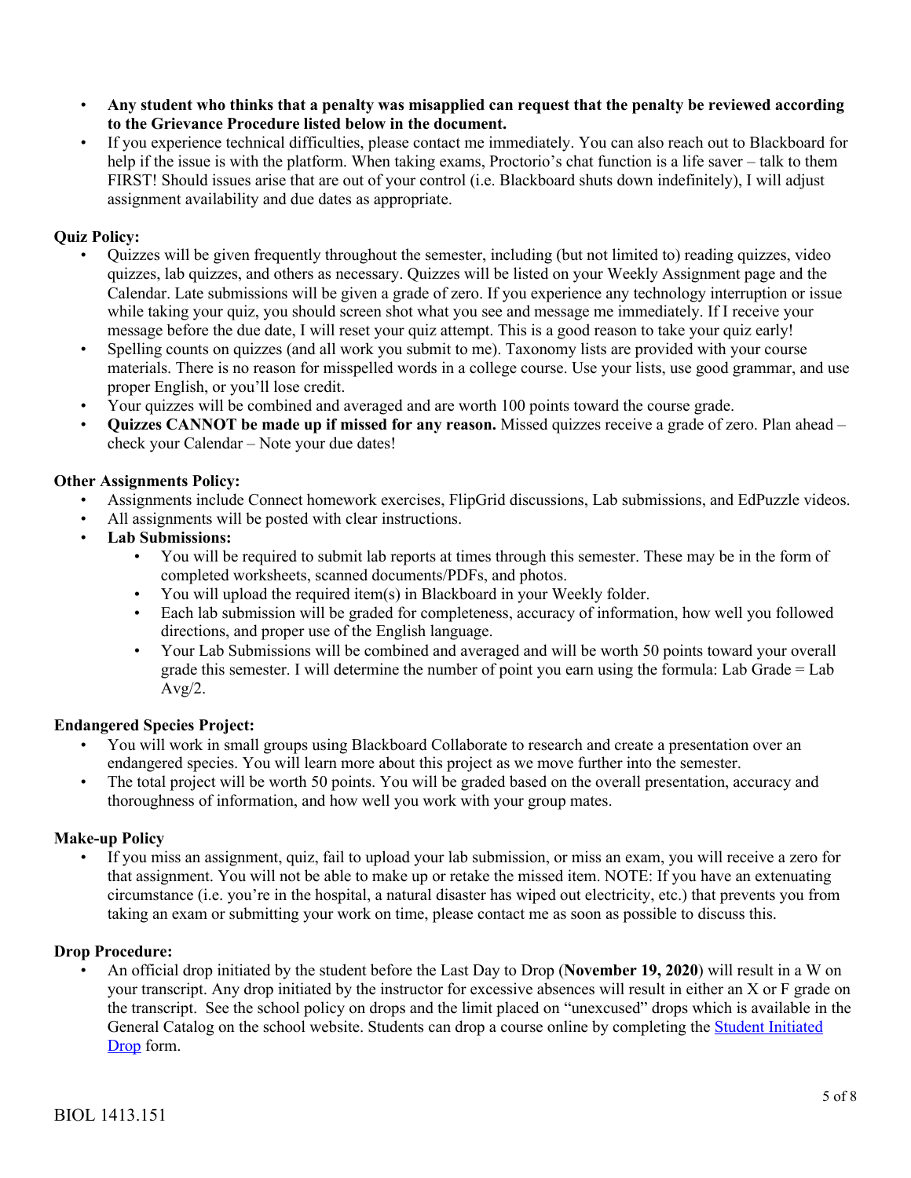- **Any student who thinks that a penalty was misapplied can request that the penalty be reviewed according to the Grievance Procedure listed below in the document.**
- If you experience technical difficulties, please contact me immediately. You can also reach out to Blackboard for help if the issue is with the platform. When taking exams, Proctorio's chat function is a life saver – talk to them FIRST! Should issues arise that are out of your control (i.e. Blackboard shuts down indefinitely), I will adjust assignment availability and due dates as appropriate.

**Quiz Policy:**

- Quizzes will be given frequently throughout the semester, including (but not limited to) reading quizzes, video quizzes, lab quizzes, and others as necessary. Quizzes will be listed on your Weekly Assignment page and the Calendar. Late submissions will be given a grade of zero. If you experience any technology interruption or issue while taking your quiz, you should screen shot what you see and message me immediately. If I receive your message before the due date, I will reset your quiz attempt. This is a good reason to take your quiz early!
- Spelling counts on quizzes (and all work you submit to me). Taxonomy lists are provided with your course materials. There is no reason for misspelled words in a college course. Use your lists, use good grammar, and use proper English, or you'll lose credit.
- Your quizzes will be combined and averaged and are worth 100 points toward the course grade.
- **Quizzes CANNOT be made up if missed for any reason.** Missed quizzes receive a grade of zero. Plan ahead – check your Calendar – Note your due dates!

**Other Assignments Policy:**

- Assignments include Connect homework exercises, FlipGrid discussions, Lab submissions, and EdPuzzle videos.
- All assignments will be posted with clear instructions.
- **Lab Submissions:**
  - You will be required to submit lab reports at times through this semester. These may be in the form of completed worksheets, scanned documents/PDFs, and photos.
  - You will upload the required item(s) in Blackboard in your Weekly folder.
  - Each lab submission will be graded for completeness, accuracy of information, how well you followed directions, and proper use of the English language.
  - Your Lab Submissions will be combined and averaged and will be worth 50 points toward your overall grade this semester. I will determine the number of point you earn using the formula: Lab Grade = Lab Avg/2.

**Endangered Species Project:**

- You will work in small groups using Blackboard Collaborate to research and create a presentation over an endangered species. You will learn more about this project as we move further into the semester.
- The total project will be worth 50 points. You will be graded based on the overall presentation, accuracy and thoroughness of information, and how well you work with your group mates.

**Make-up Policy**

- If you miss an assignment, quiz, fail to upload your lab submission, or miss an exam, you will receive a zero for that assignment. You will not be able to make up or retake the missed item. NOTE: If you have an extenuating circumstance (i.e. you're in the hospital, a natural disaster has wiped out electricity, etc.) that prevents you from taking an exam or submitting your work on time, please contact me as soon as possible to discuss this.

**Drop Procedure:**

- An official drop initiated by the student before the Last Day to Drop (**November 19, 2020**) will result in a W on your transcript. Any drop initiated by the instructor for excessive absences will result in either an X or F grade on the transcript. See the school policy on drops and the limit placed on "unexcused" drops which is available in the General Catalog on the school website. Students can drop a course online by completing the Student Initiated Drop form.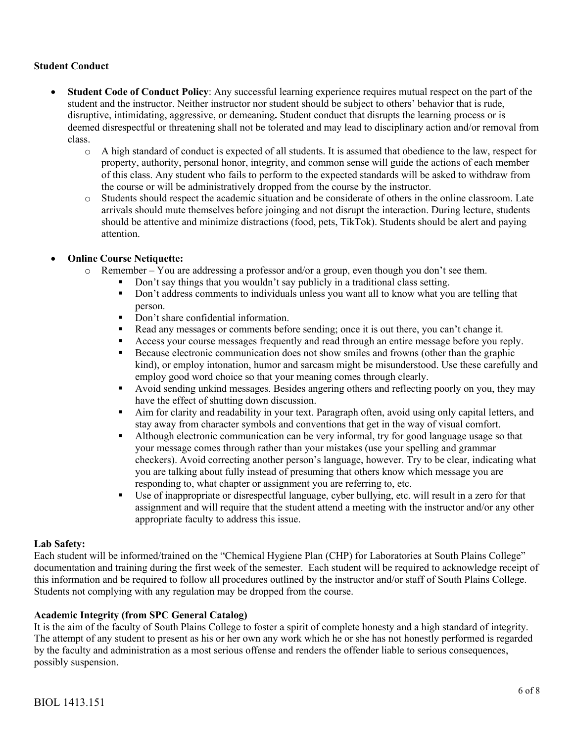**Student Conduct**

- **Student Code of Conduct Policy**: Any successful learning experience requires mutual respect on the part of the student and the instructor. Neither instructor nor student should be subject to others' behavior that is rude, disruptive, intimidating, aggressive, or demeaning**.** Student conduct that disrupts the learning process or is deemed disrespectful or threatening shall not be tolerated and may lead to disciplinary action and/or removal from class.
  - A high standard of conduct is expected of all students. It is assumed that obedience to the law, respect for property, authority, personal honor, integrity, and common sense will guide the actions of each member of this class. Any student who fails to perform to the expected standards will be asked to withdraw from the course or will be administratively dropped from the course by the instructor.
  - Students should respect the academic situation and be considerate of others in the online classroom. Late arrivals should mute themselves before joinging and not disrupt the interaction. During lecture, students should be attentive and minimize distractions (food, pets, TikTok). Students should be alert and paying attention.

- **Online Course Netiquette:**
  - Remember – You are addressing a professor and/or a group, even though you don't see them.
    - Don't say things that you wouldn't say publicly in a traditional class setting.
    - Don't address comments to individuals unless you want all to know what you are telling that person.
    - Don't share confidential information.
    - Read any messages or comments before sending; once it is out there, you can't change it.
    - Access your course messages frequently and read through an entire message before you reply.
    - Because electronic communication does not show smiles and frowns (other than the graphic kind), or employ intonation, humor and sarcasm might be misunderstood. Use these carefully and employ good word choice so that your meaning comes through clearly.
    - Avoid sending unkind messages. Besides angering others and reflecting poorly on you, they may have the effect of shutting down discussion.
    - Aim for clarity and readability in your text. Paragraph often, avoid using only capital letters, and stay away from character symbols and conventions that get in the way of visual comfort.
    - Although electronic communication can be very informal, try for good language usage so that your message comes through rather than your mistakes (use your spelling and grammar checkers). Avoid correcting another person's language, however. Try to be clear, indicating what you are talking about fully instead of presuming that others know which message you are responding to, what chapter or assignment you are referring to, etc.
    - Use of inappropriate or disrespectful language, cyber bullying, etc. will result in a zero for that assignment and will require that the student attend a meeting with the instructor and/or any other appropriate faculty to address this issue.

**Lab Safety:**

Each student will be informed/trained on the "Chemical Hygiene Plan (CHP) for Laboratories at South Plains College" documentation and training during the first week of the semester. Each student will be required to acknowledge receipt of this information and be required to follow all procedures outlined by the instructor and/or staff of South Plains College. Students not complying with any regulation may be dropped from the course.

**Academic Integrity (from SPC General Catalog)**

It is the aim of the faculty of South Plains College to foster a spirit of complete honesty and a high standard of integrity. The attempt of any student to present as his or her own any work which he or she has not honestly performed is regarded by the faculty and administration as a most serious offense and renders the offender liable to serious consequences, possibly suspension.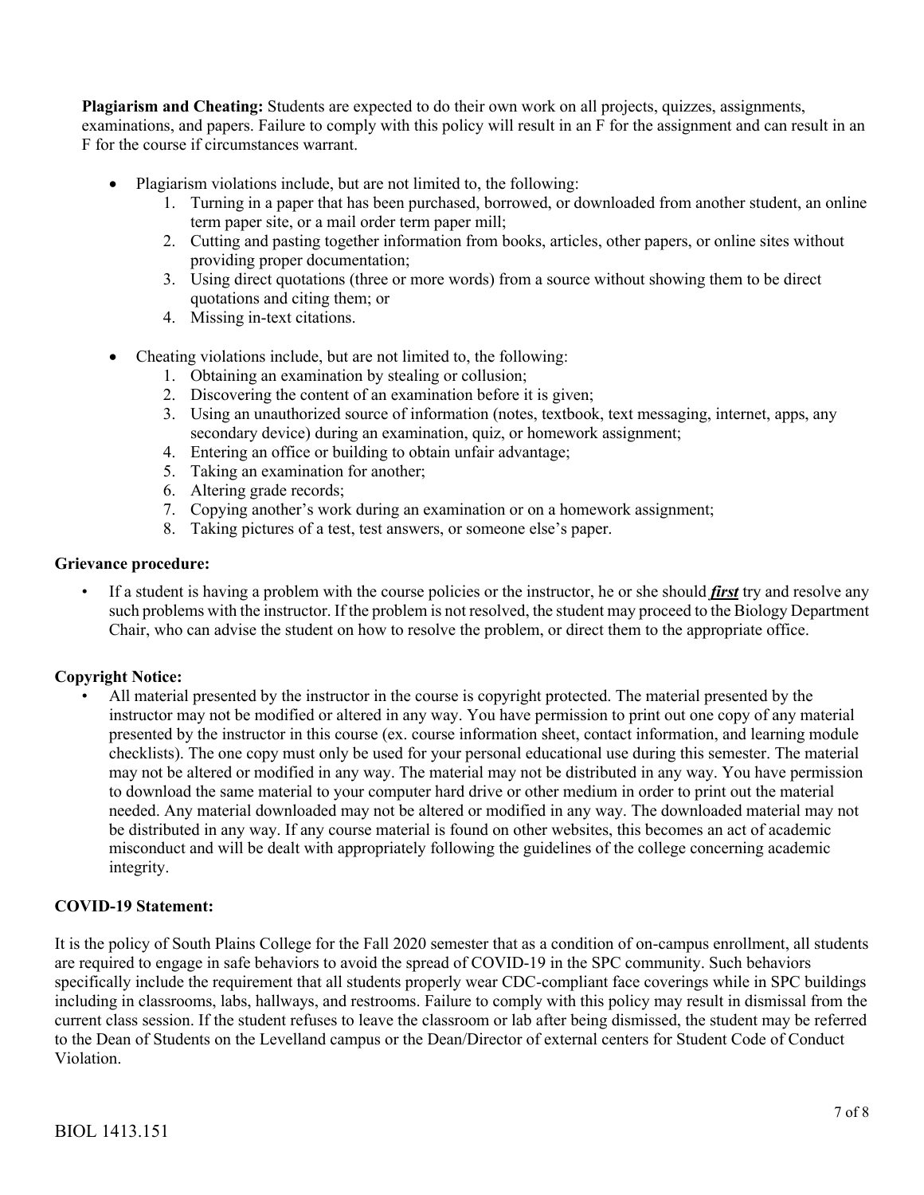**Plagiarism and Cheating:** Students are expected to do their own work on all projects, quizzes, assignments, examinations, and papers. Failure to comply with this policy will result in an F for the assignment and can result in an F for the course if circumstances warrant.

- Plagiarism violations include, but are not limited to, the following:
  1. Turning in a paper that has been purchased, borrowed, or downloaded from another student, an online term paper site, or a mail order term paper mill;
  2. Cutting and pasting together information from books, articles, other papers, or online sites without providing proper documentation;
  3. Using direct quotations (three or more words) from a source without showing them to be direct quotations and citing them; or
  4. Missing in-text citations.

- Cheating violations include, but are not limited to, the following:
  1. Obtaining an examination by stealing or collusion;
  2. Discovering the content of an examination before it is given;
  3. Using an unauthorized source of information (notes, textbook, text messaging, internet, apps, any secondary device) during an examination, quiz, or homework assignment;
  4. Entering an office or building to obtain unfair advantage;
  5. Taking an examination for another;
  6. Altering grade records;
  7. Copying another's work during an examination or on a homework assignment;
  8. Taking pictures of a test, test answers, or someone else's paper.

**Grievance procedure:**

- If a student is having a problem with the course policies or the instructor, he or she should ***first*** try and resolve any such problems with the instructor. If the problem is not resolved, the student may proceed to the Biology Department Chair, who can advise the student on how to resolve the problem, or direct them to the appropriate office.

**Copyright Notice:**

- All material presented by the instructor in the course is copyright protected. The material presented by the instructor may not be modified or altered in any way. You have permission to print out one copy of any material presented by the instructor in this course (ex. course information sheet, contact information, and learning module checklists). The one copy must only be used for your personal educational use during this semester. The material may not be altered or modified in any way. The material may not be distributed in any way. You have permission to download the same material to your computer hard drive or other medium in order to print out the material needed. Any material downloaded may not be altered or modified in any way. The downloaded material may not be distributed in any way. If any course material is found on other websites, this becomes an act of academic misconduct and will be dealt with appropriately following the guidelines of the college concerning academic integrity.

**COVID-19 Statement:**

It is the policy of South Plains College for the Fall 2020 semester that as a condition of on-campus enrollment, all students are required to engage in safe behaviors to avoid the spread of COVID-19 in the SPC community. Such behaviors specifically include the requirement that all students properly wear CDC-compliant face coverings while in SPC buildings including in classrooms, labs, hallways, and restrooms. Failure to comply with this policy may result in dismissal from the current class session. If the student refuses to leave the classroom or lab after being dismissed, the student may be referred to the Dean of Students on the Levelland campus or the Dean/Director of external centers for Student Code of Conduct Violation.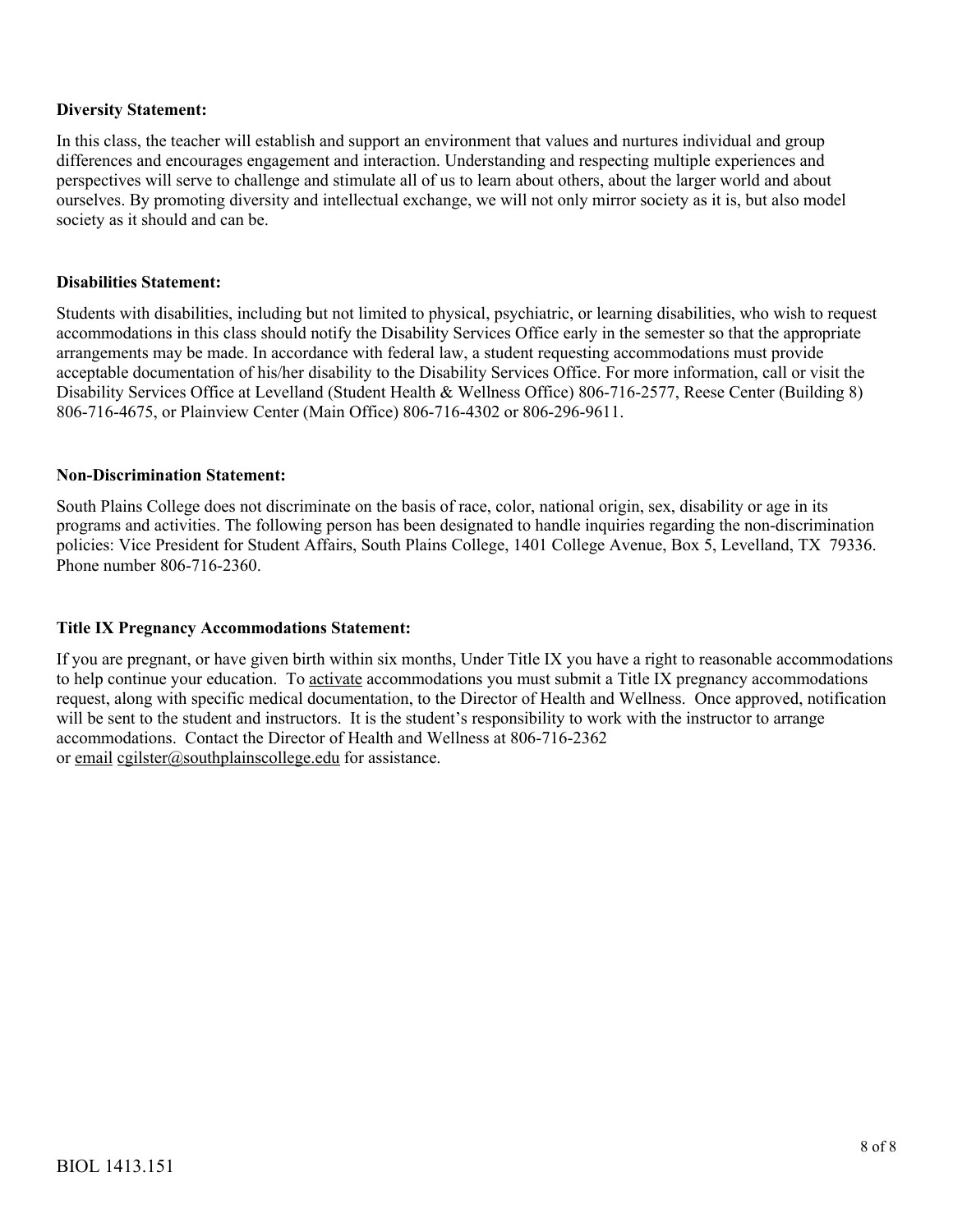**Diversity Statement:**

In this class, the teacher will establish and support an environment that values and nurtures individual and group differences and encourages engagement and interaction. Understanding and respecting multiple experiences and perspectives will serve to challenge and stimulate all of us to learn about others, about the larger world and about ourselves. By promoting diversity and intellectual exchange, we will not only mirror society as it is, but also model society as it should and can be.

**Disabilities Statement:**

Students with disabilities, including but not limited to physical, psychiatric, or learning disabilities, who wish to request accommodations in this class should notify the Disability Services Office early in the semester so that the appropriate arrangements may be made. In accordance with federal law, a student requesting accommodations must provide acceptable documentation of his/her disability to the Disability Services Office. For more information, call or visit the Disability Services Office at Levelland (Student Health & Wellness Office) 806-716-2577, Reese Center (Building 8) 806-716-4675, or Plainview Center (Main Office) 806-716-4302 or 806-296-9611.

**Non-Discrimination Statement:**

South Plains College does not discriminate on the basis of race, color, national origin, sex, disability or age in its programs and activities. The following person has been designated to handle inquiries regarding the non-discrimination policies: Vice President for Student Affairs, South Plains College, 1401 College Avenue, Box 5, Levelland, TX 79336. Phone number 806-716-2360.

**Title IX Pregnancy Accommodations Statement:**

If you are pregnant, or have given birth within six months, Under Title IX you have a right to reasonable accommodations to help continue your education. To activate accommodations you must submit a Title IX pregnancy accommodations request, along with specific medical documentation, to the Director of Health and Wellness. Once approved, notification will be sent to the student and instructors. It is the student's responsibility to work with the instructor to arrange accommodations. Contact the Director of Health and Wellness at 806-716-2362 or email cgilster@southplainscollege.edu for assistance.